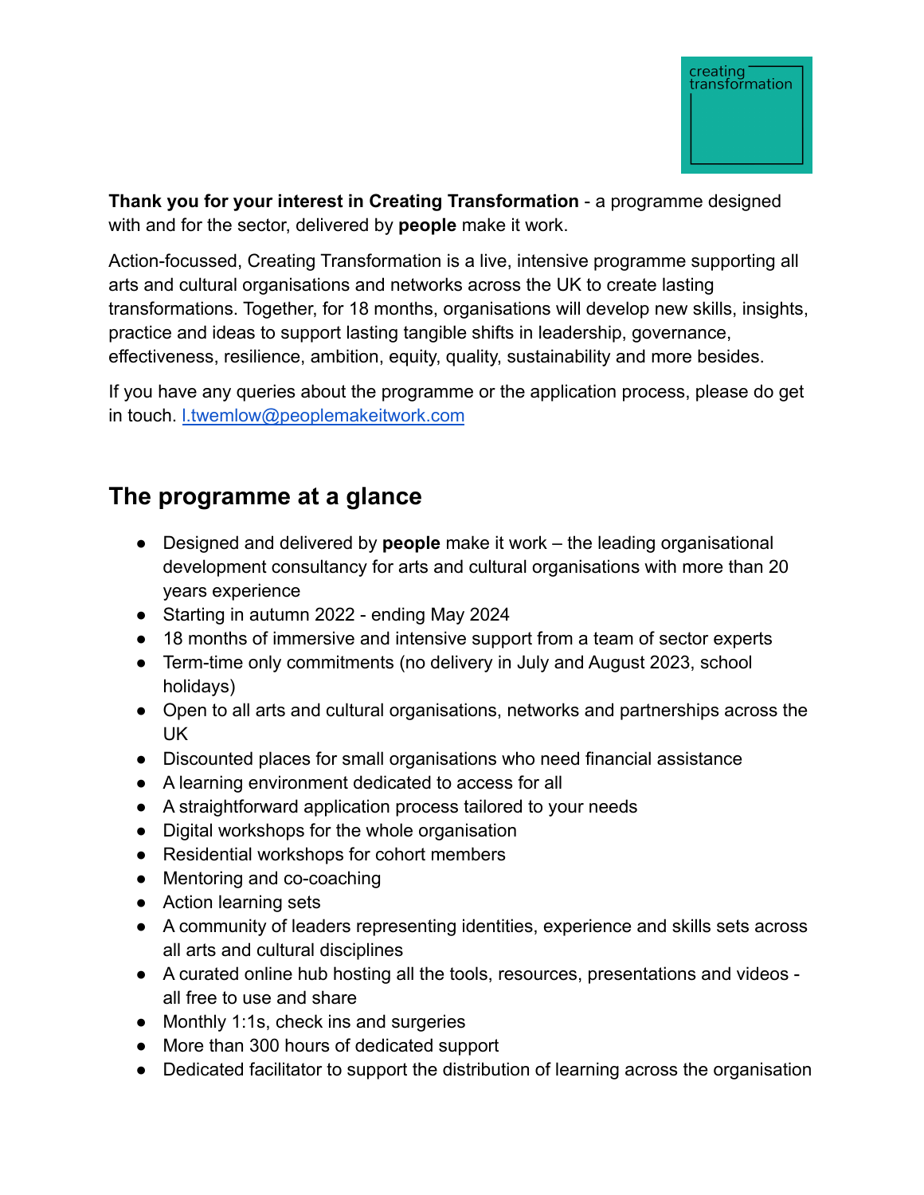creating transformation

**Thank you for your interest in Creating Transformation** - a programme designed with and for the sector, delivered by **people** make it work.

Action-focussed, Creating Transformation is a live, intensive programme supporting all arts and cultural organisations and networks across the UK to create lasting transformations. Together, for 18 months, organisations will develop new skills, insights, practice and ideas to support lasting tangible shifts in leadership, governance, effectiveness, resilience, ambition, equity, quality, sustainability and more besides.

If you have any queries about the programme or the application process, please do get in touch. l.twemlow@peoplemakeitwork.com

## The programme at a glance

- Designed and delivered by **people** make it work – the leading organisational development consultancy for arts and cultural organisations with more than 20 years experience
- Starting in autumn 2022 - ending May 2024
- 18 months of immersive and intensive support from a team of sector experts
- Term-time only commitments (no delivery in July and August 2023, school holidays)
- Open to all arts and cultural organisations, networks and partnerships across the UK
- Discounted places for small organisations who need financial assistance
- A learning environment dedicated to access for all
- A straightforward application process tailored to your needs
- Digital workshops for the whole organisation
- Residential workshops for cohort members
- Mentoring and co-coaching
- Action learning sets
- A community of leaders representing identities, experience and skills sets across all arts and cultural disciplines
- A curated online hub hosting all the tools, resources, presentations and videos - all free to use and share
- Monthly 1:1s, check ins and surgeries
- More than 300 hours of dedicated support
- Dedicated facilitator to support the distribution of learning across the organisation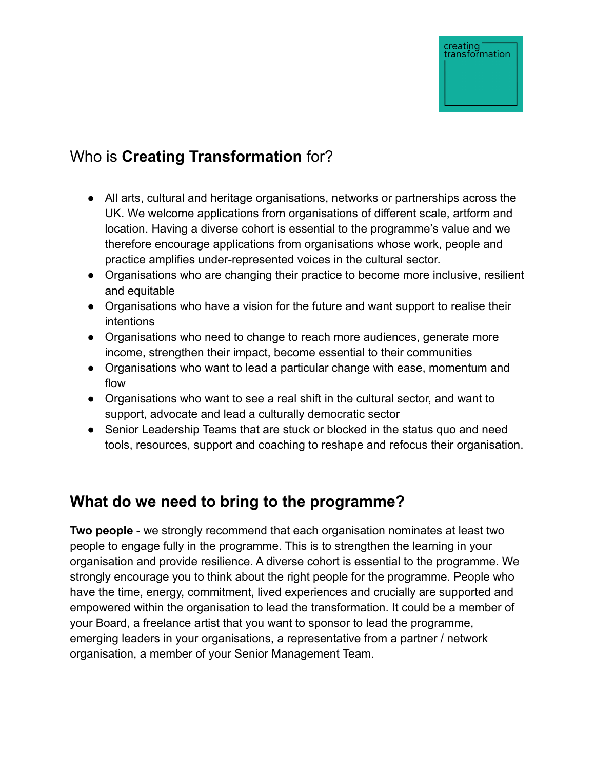## Who is **Creating Transformation** for?

- All arts, cultural and heritage organisations, networks or partnerships across the UK. We welcome applications from organisations of different scale, artform and location. Having a diverse cohort is essential to the programme's value and we therefore encourage applications from organisations whose work, people and practice amplifies under-represented voices in the cultural sector.
- Organisations who are changing their practice to become more inclusive, resilient and equitable
- Organisations who have a vision for the future and want support to realise their intentions
- Organisations who need to change to reach more audiences, generate more income, strengthen their impact, become essential to their communities
- Organisations who want to lead a particular change with ease, momentum and flow
- Organisations who want to see a real shift in the cultural sector, and want to support, advocate and lead a culturally democratic sector
- Senior Leadership Teams that are stuck or blocked in the status quo and need tools, resources, support and coaching to reshape and refocus their organisation.

## What do we need to bring to the programme?

**Two people** - we strongly recommend that each organisation nominates at least two people to engage fully in the programme. This is to strengthen the learning in your organisation and provide resilience. A diverse cohort is essential to the programme. We strongly encourage you to think about the right people for the programme. People who have the time, energy, commitment, lived experiences and crucially are supported and empowered within the organisation to lead the transformation. It could be a member of your Board, a freelance artist that you want to sponsor to lead the programme, emerging leaders in your organisations, a representative from a partner / network organisation, a member of your Senior Management Team.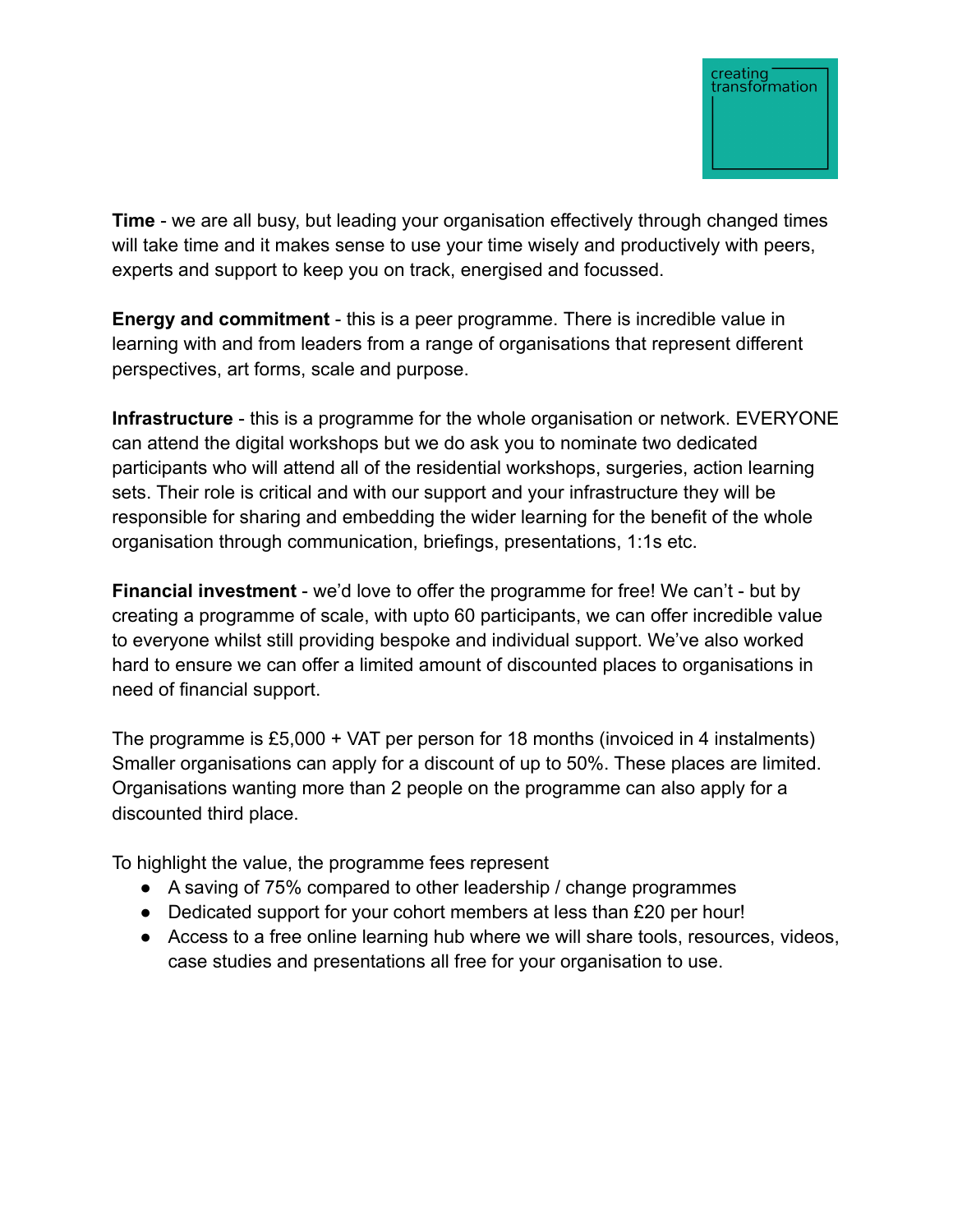**Time** - we are all busy, but leading your organisation effectively through changed times will take time and it makes sense to use your time wisely and productively with peers, experts and support to keep you on track, energised and focussed.

**Energy and commitment** - this is a peer programme. There is incredible value in learning with and from leaders from a range of organisations that represent different perspectives, art forms, scale and purpose.

**Infrastructure** - this is a programme for the whole organisation or network. EVERYONE can attend the digital workshops but we do ask you to nominate two dedicated participants who will attend all of the residential workshops, surgeries, action learning sets. Their role is critical and with our support and your infrastructure they will be responsible for sharing and embedding the wider learning for the benefit of the whole organisation through communication, briefings, presentations, 1:1s etc.

**Financial investment** - we'd love to offer the programme for free! We can't - but by creating a programme of scale, with upto 60 participants, we can offer incredible value to everyone whilst still providing bespoke and individual support. We've also worked hard to ensure we can offer a limited amount of discounted places to organisations in need of financial support.

The programme is £5,000 + VAT per person for 18 months (invoiced in 4 instalments) Smaller organisations can apply for a discount of up to 50%. These places are limited. Organisations wanting more than 2 people on the programme can also apply for a discounted third place.

To highlight the value, the programme fees represent

- A saving of 75% compared to other leadership / change programmes
- Dedicated support for your cohort members at less than £20 per hour!
- Access to a free online learning hub where we will share tools, resources, videos, case studies and presentations all free for your organisation to use.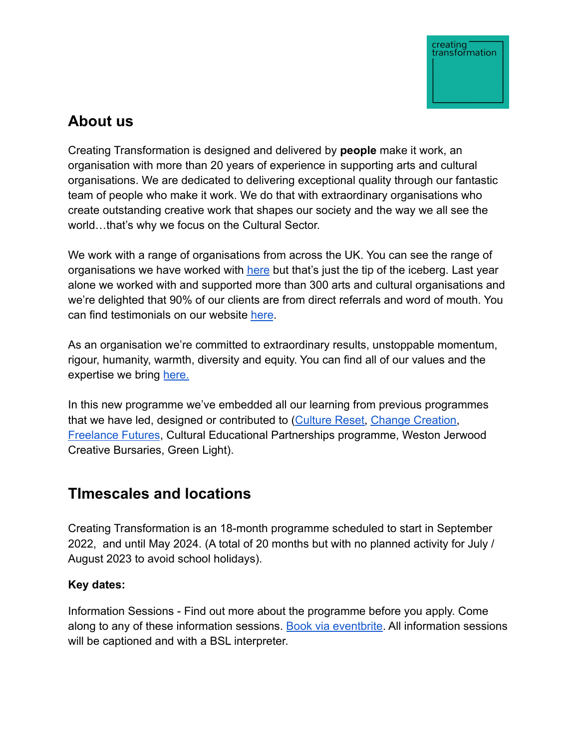## About us

Creating Transformation is designed and delivered by **people** make it work, an organisation with more than 20 years of experience in supporting arts and cultural organisations. We are dedicated to delivering exceptional quality through our fantastic team of people who make it work. We do that with extraordinary organisations who create outstanding creative work that shapes our society and the way we all see the world…that's why we focus on the Cultural Sector.

We work with a range of organisations from across the UK. You can see the range of organisations we have worked with here but that's just the tip of the iceberg. Last year alone we worked with and supported more than 300 arts and cultural organisations and we're delighted that 90% of our clients are from direct referrals and word of mouth. You can find testimonials on our website here.

As an organisation we're committed to extraordinary results, unstoppable momentum, rigour, humanity, warmth, diversity and equity. You can find all of our values and the expertise we bring here.

In this new programme we've embedded all our learning from previous programmes that we have led, designed or contributed to (Culture Reset, Change Creation, Freelance Futures, Cultural Educational Partnerships programme, Weston Jerwood Creative Bursaries, Green Light).

## TImescales and locations

Creating Transformation is an 18-month programme scheduled to start in September 2022, and until May 2024. (A total of 20 months but with no planned activity for July / August 2023 to avoid school holidays).

**Key dates:**

Information Sessions - Find out more about the programme before you apply. Come along to any of these information sessions. Book via eventbrite. All information sessions will be captioned and with a BSL interpreter.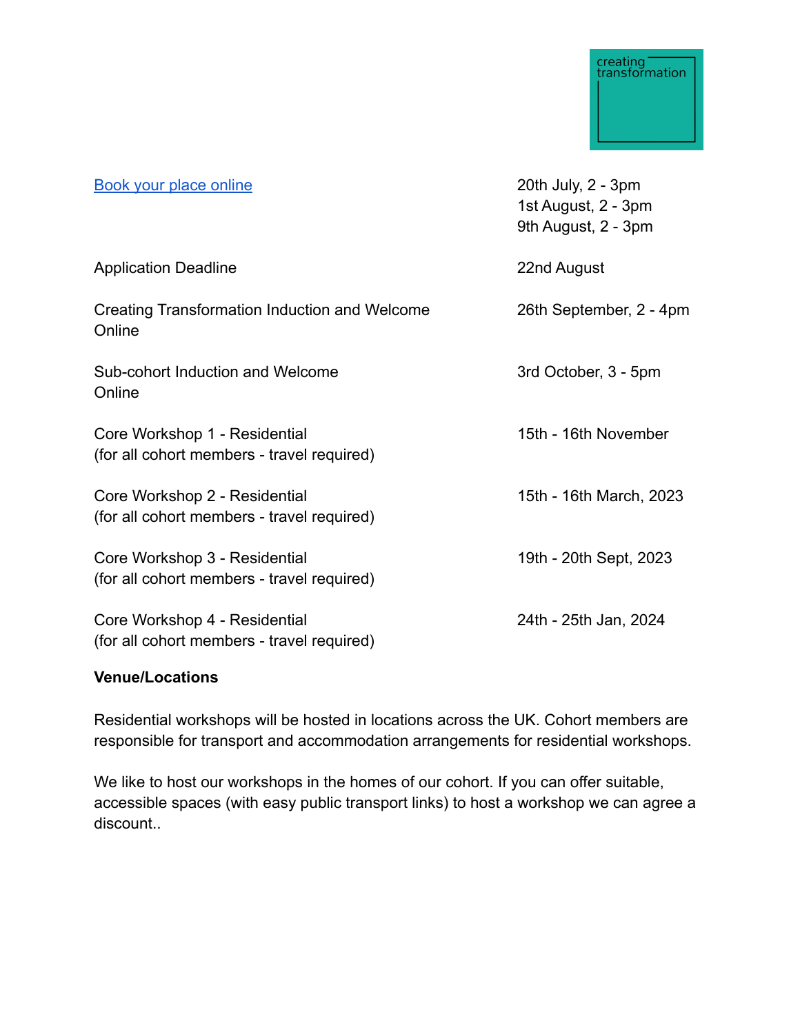creating transformation

| | |
|---|---|
| [Book your place online]() | 20th July, 2 - 3pm<br>1st August, 2 - 3pm<br>9th August, 2 - 3pm |
| Application Deadline | 22nd August |
| Creating Transformation Induction and Welcome<br>Online | 26th September, 2 - 4pm |
| Sub-cohort Induction and Welcome<br>Online | 3rd October, 3 - 5pm |
| Core Workshop 1 - Residential<br>(for all cohort members - travel required) | 15th - 16th November |
| Core Workshop 2 - Residential<br>(for all cohort members - travel required) | 15th - 16th March, 2023 |
| Core Workshop 3 - Residential<br>(for all cohort members - travel required) | 19th - 20th Sept, 2023 |
| Core Workshop 4 - Residential<br>(for all cohort members - travel required) | 24th - 25th Jan, 2024 |

**Venue/Locations**

Residential workshops will be hosted in locations across the UK. Cohort members are responsible for transport and accommodation arrangements for residential workshops.

We like to host our workshops in the homes of our cohort. If you can offer suitable, accessible spaces (with easy public transport links) to host a workshop we can agree a discount..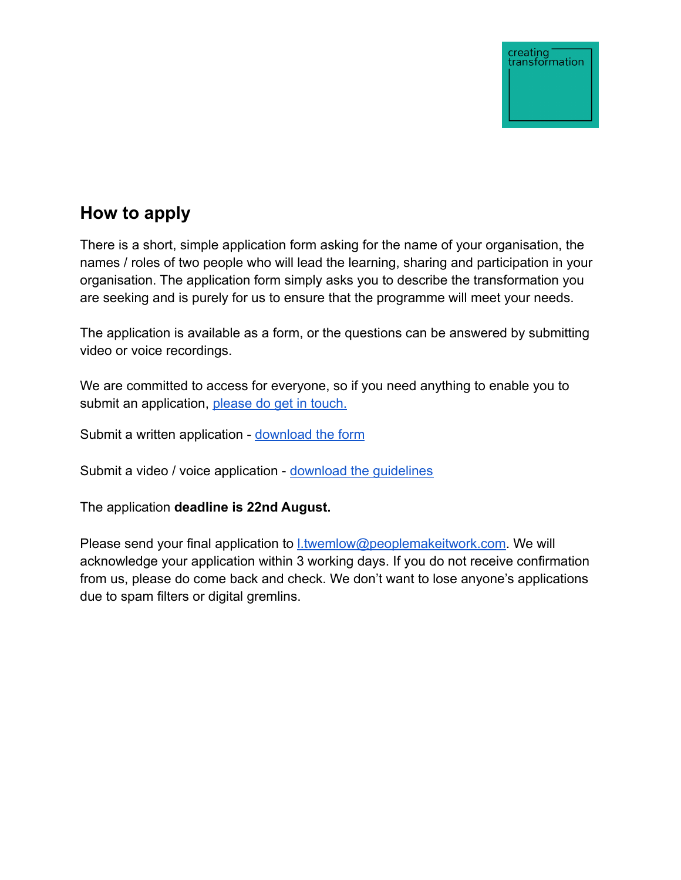## How to apply

There is a short, simple application form asking for the name of your organisation, the names / roles of two people who will lead the learning, sharing and participation in your organisation. The application form simply asks you to describe the transformation you are seeking and is purely for us to ensure that the programme will meet your needs.

The application is available as a form, or the questions can be answered by submitting video or voice recordings.

We are committed to access for everyone, so if you need anything to enable you to submit an application, please do get in touch.

Submit a written application - download the form

Submit a video / voice application - download the guidelines

The application **deadline is 22nd August.**

Please send your final application to l.twemlow@peoplemakeitwork.com. We will acknowledge your application within 3 working days. If you do not receive confirmation from us, please do come back and check. We don't want to lose anyone's applications due to spam filters or digital gremlins.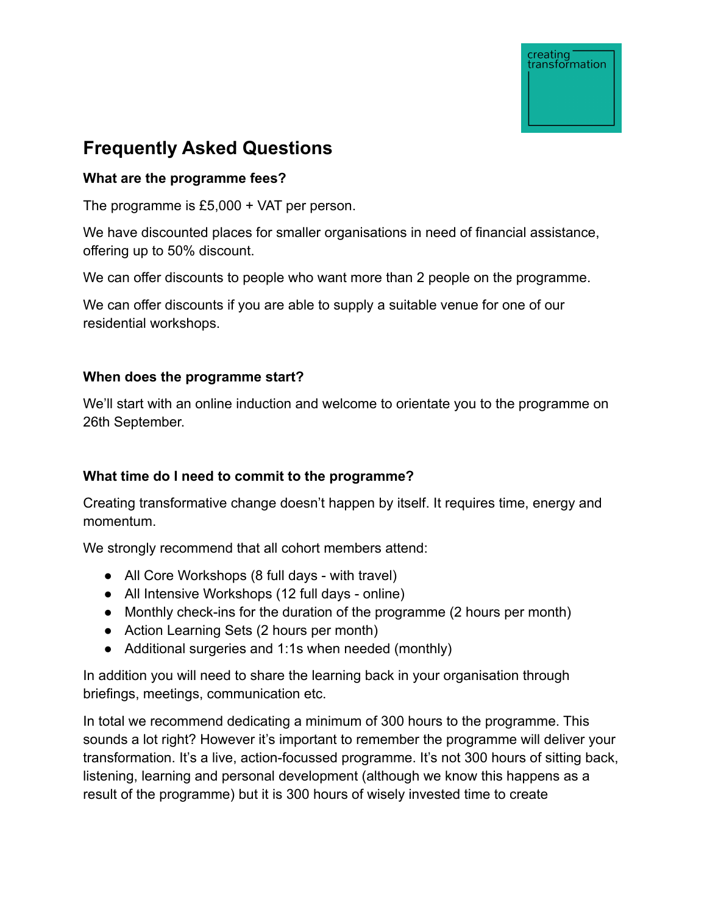creating transformation

## Frequently Asked Questions

**What are the programme fees?**

The programme is £5,000 + VAT per person.

We have discounted places for smaller organisations in need of financial assistance, offering up to 50% discount.

We can offer discounts to people who want more than 2 people on the programme.

We can offer discounts if you are able to supply a suitable venue for one of our residential workshops.

**When does the programme start?**

We'll start with an online induction and welcome to orientate you to the programme on 26th September.

**What time do I need to commit to the programme?**

Creating transformative change doesn't happen by itself. It requires time, energy and momentum.

We strongly recommend that all cohort members attend:

- All Core Workshops (8 full days - with travel)
- All Intensive Workshops (12 full days - online)
- Monthly check-ins for the duration of the programme (2 hours per month)
- Action Learning Sets (2 hours per month)
- Additional surgeries and 1:1s when needed (monthly)

In addition you will need to share the learning back in your organisation through briefings, meetings, communication etc.

In total we recommend dedicating a minimum of 300 hours to the programme. This sounds a lot right? However it's important to remember the programme will deliver your transformation. It's a live, action-focussed programme. It's not 300 hours of sitting back, listening, learning and personal development (although we know this happens as a result of the programme) but it is 300 hours of wisely invested time to create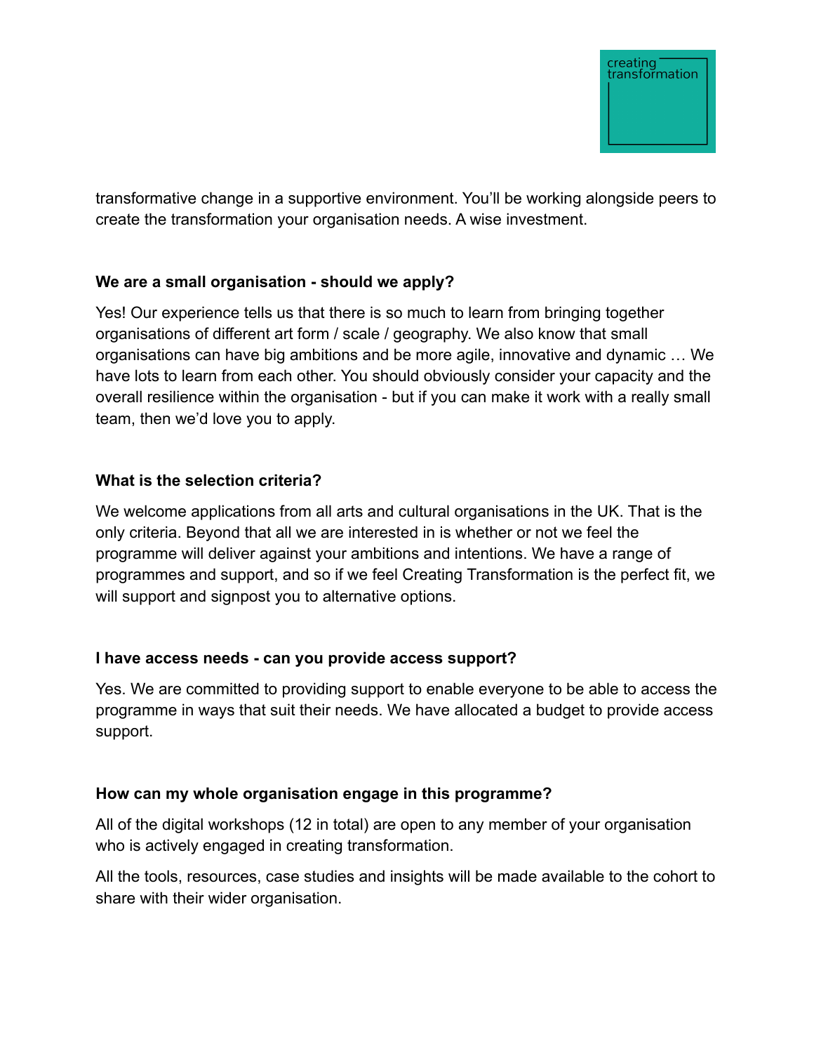transformative change in a supportive environment. You'll be working alongside peers to create the transformation your organisation needs. A wise investment.

**We are a small organisation - should we apply?**

Yes! Our experience tells us that there is so much to learn from bringing together organisations of different art form / scale / geography. We also know that small organisations can have big ambitions and be more agile, innovative and dynamic … We have lots to learn from each other. You should obviously consider your capacity and the overall resilience within the organisation - but if you can make it work with a really small team, then we'd love you to apply.

**What is the selection criteria?**

We welcome applications from all arts and cultural organisations in the UK. That is the only criteria. Beyond that all we are interested in is whether or not we feel the programme will deliver against your ambitions and intentions. We have a range of programmes and support, and so if we feel Creating Transformation is the perfect fit, we will support and signpost you to alternative options.

**I have access needs - can you provide access support?**

Yes. We are committed to providing support to enable everyone to be able to access the programme in ways that suit their needs. We have allocated a budget to provide access support.

**How can my whole organisation engage in this programme?**

All of the digital workshops (12 in total) are open to any member of your organisation who is actively engaged in creating transformation.

All the tools, resources, case studies and insights will be made available to the cohort to share with their wider organisation.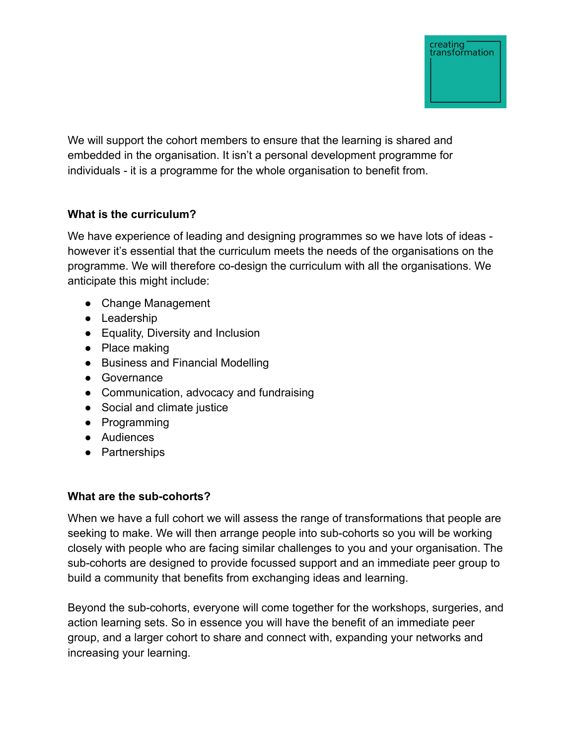We will support the cohort members to ensure that the learning is shared and embedded in the organisation. It isn't a personal development programme for individuals - it is a programme for the whole organisation to benefit from.

**What is the curriculum?**

We have experience of leading and designing programmes so we have lots of ideas - however it's essential that the curriculum meets the needs of the organisations on the programme. We will therefore co-design the curriculum with all the organisations. We anticipate this might include:

- Change Management
- Leadership
- Equality, Diversity and Inclusion
- Place making
- Business and Financial Modelling
- Governance
- Communication, advocacy and fundraising
- Social and climate justice
- Programming
- Audiences
- Partnerships

**What are the sub-cohorts?**

When we have a full cohort we will assess the range of transformations that people are seeking to make. We will then arrange people into sub-cohorts so you will be working closely with people who are facing similar challenges to you and your organisation. The sub-cohorts are designed to provide focussed support and an immediate peer group to build a community that benefits from exchanging ideas and learning.

Beyond the sub-cohorts, everyone will come together for the workshops, surgeries, and action learning sets. So in essence you will have the benefit of an immediate peer group, and a larger cohort to share and connect with, expanding your networks and increasing your learning.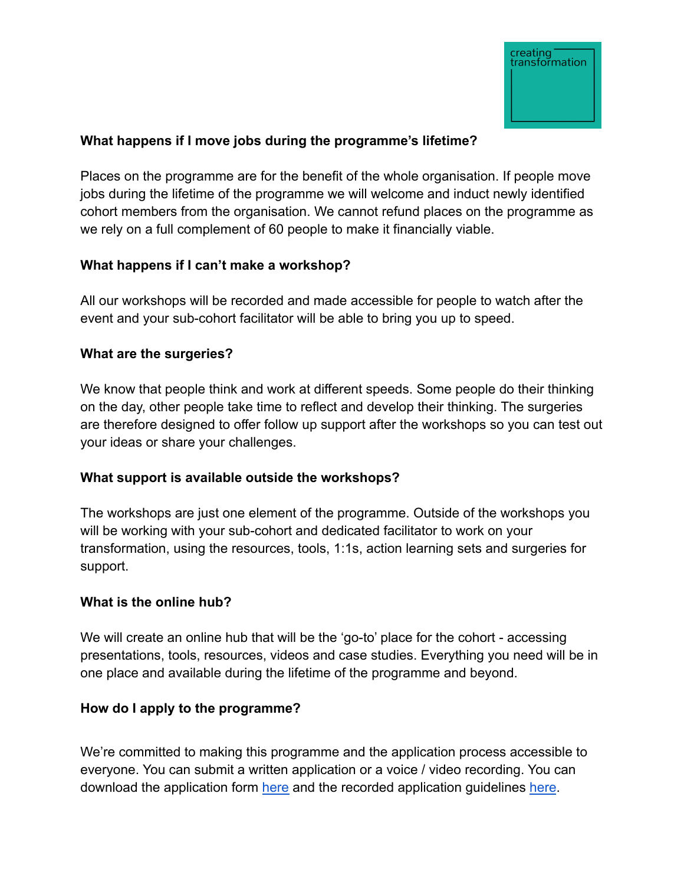### What happens if I move jobs during the programme's lifetime?

Places on the programme are for the benefit of the whole organisation. If people move jobs during the lifetime of the programme we will welcome and induct newly identified cohort members from the organisation. We cannot refund places on the programme as we rely on a full complement of 60 people to make it financially viable.

### What happens if I can't make a workshop?

All our workshops will be recorded and made accessible for people to watch after the event and your sub-cohort facilitator will be able to bring you up to speed.

### What are the surgeries?

We know that people think and work at different speeds. Some people do their thinking on the day, other people take time to reflect and develop their thinking. The surgeries are therefore designed to offer follow up support after the workshops so you can test out your ideas or share your challenges.

### What support is available outside the workshops?

The workshops are just one element of the programme. Outside of the workshops you will be working with your sub-cohort and dedicated facilitator to work on your transformation, using the resources, tools, 1:1s, action learning sets and surgeries for support.

### What is the online hub?

We will create an online hub that will be the 'go-to' place for the cohort - accessing presentations, tools, resources, videos and case studies. Everything you need will be in one place and available during the lifetime of the programme and beyond.

### How do I apply to the programme?

We're committed to making this programme and the application process accessible to everyone. You can submit a written application or a voice / video recording. You can download the application form here and the recorded application guidelines here.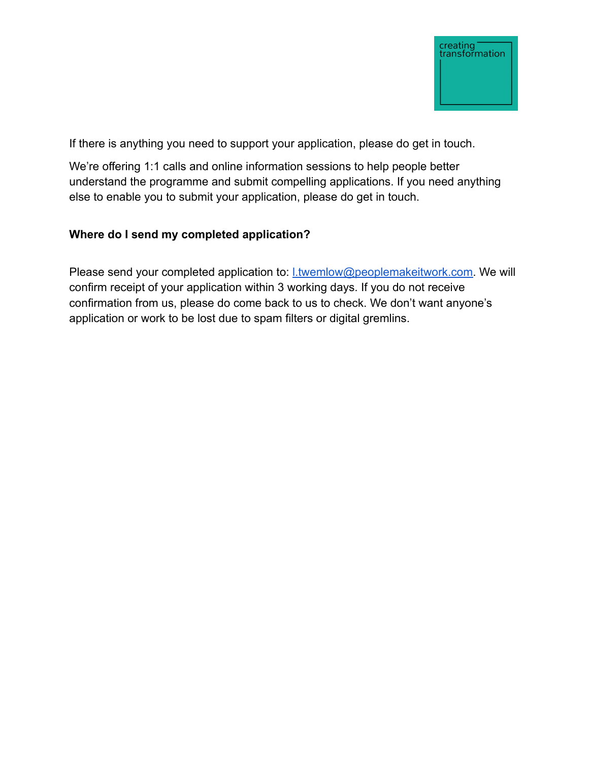If there is anything you need to support your application, please do get in touch.

We're offering 1:1 calls and online information sessions to help people better understand the programme and submit compelling applications. If you need anything else to enable you to submit your application, please do get in touch.

**Where do I send my completed application?**

Please send your completed application to: l.twemlow@peoplemakeitwork.com. We will confirm receipt of your application within 3 working days. If you do not receive confirmation from us, please do come back to us to check. We don't want anyone's application or work to be lost due to spam filters or digital gremlins.